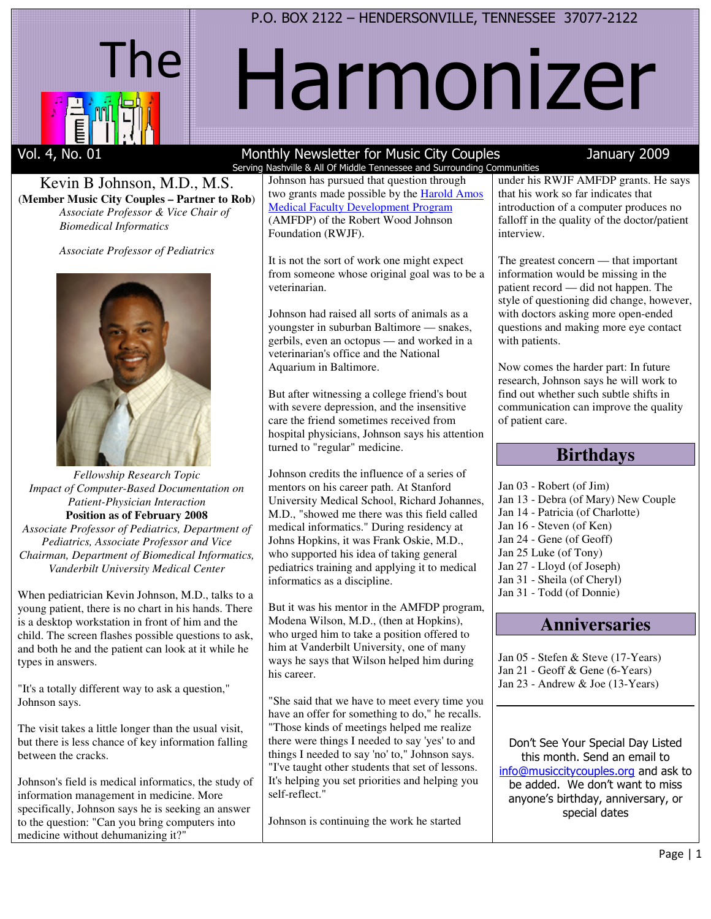P.O. BOX 2122 – HENDERSONVILLE, TENNESSEE 37077-2122

# The Harmonizer

Vol. 4, No. 01 — Monthly Newsletter for Music City Couples — January 2009

Serving Nashville & All Of Middle Tennessee and Surrounding Communities

## Kevin B Johnson, M.D., M.S.

(**Member Music City Couples – Partner to Rob**)

*Associate Professor & Vice Chair of Biomedical Informatics*

*Associate Professor of Pediatrics*

*Fellowship Research Topic*
*Impact of Computer-Based Documentation on Patient-Physician Interaction*

**Position as of February 2008**

*Associate Professor of Pediatrics, Department of Pediatrics, Associate Professor and Vice Chairman, Department of Biomedical Informatics, Vanderbilt University Medical Center*

When pediatrician Kevin Johnson, M.D., talks to a young patient, there is no chart in his hands. There is a desktop workstation in front of him and the child. The screen flashes possible questions to ask, and both he and the patient can look at it while he types in answers.

"It's a totally different way to ask a question," Johnson says.

The visit takes a little longer than the usual visit, but there is less chance of key information falling between the cracks.

Johnson's field is medical informatics, the study of information management in medicine. More specifically, Johnson says he is seeking an answer to the question: "Can you bring computers into medicine without dehumanizing it?"

Johnson has pursued that question through two grants made possible by the Harold Amos Medical Faculty Development Program (AMFDP) of the Robert Wood Johnson Foundation (RWJF).

It is not the sort of work one might expect from someone whose original goal was to be a veterinarian.

Johnson had raised all sorts of animals as a youngster in suburban Baltimore — snakes, gerbils, even an octopus — and worked in a veterinarian's office and the National Aquarium in Baltimore.

But after witnessing a college friend's bout with severe depression, and the insensitive care the friend sometimes received from hospital physicians, Johnson says his attention turned to "regular" medicine.

Johnson credits the influence of a series of mentors on his career path. At Stanford University Medical School, Richard Johannes, M.D., "showed me there was this field called medical informatics." During residency at Johns Hopkins, it was Frank Oskie, M.D., who supported his idea of taking general pediatrics training and applying it to medical informatics as a discipline.

But it was his mentor in the AMFDP program, Modena Wilson, M.D., (then at Hopkins), who urged him to take a position offered to him at Vanderbilt University, one of many ways he says that Wilson helped him during his career.

"She said that we have to meet every time you have an offer for something to do," he recalls. "Those kinds of meetings helped me realize there were things I needed to say 'yes' to and things I needed to say 'no' to," Johnson says. "I've taught other students that set of lessons. It's helping you set priorities and helping you self-reflect."

Johnson is continuing the work he started under his RWJF AMFDP grants. He says that his work so far indicates that introduction of a computer produces no falloff in the quality of the doctor/patient interview.

The greatest concern — that important information would be missing in the patient record — did not happen. The style of questioning did change, however, with doctors asking more open-ended questions and making more eye contact with patients.

Now comes the harder part: In future research, Johnson says he will work to find out whether such subtle shifts in communication can improve the quality of patient care.

## Birthdays

Jan 03 - Robert (of Jim)
Jan 13 - Debra (of Mary) New Couple
Jan 14 - Patricia (of Charlotte)
Jan 16 - Steven (of Ken)
Jan 24 - Gene (of Geoff)
Jan 25 Luke (of Tony)
Jan 27 - Lloyd (of Joseph)
Jan 31 - Sheila (of Cheryl)
Jan 31 - Todd (of Donnie)

## Anniversaries

Jan 05 - Stefen & Steve (17-Years)
Jan 21 - Geoff & Gene (6-Years)
Jan 23 - Andrew & Joe (13-Years)

Don't See Your Special Day Listed this month. Send an email to info@musiccitycouples.org and ask to be added. We don't want to miss anyone's birthday, anniversary, or special dates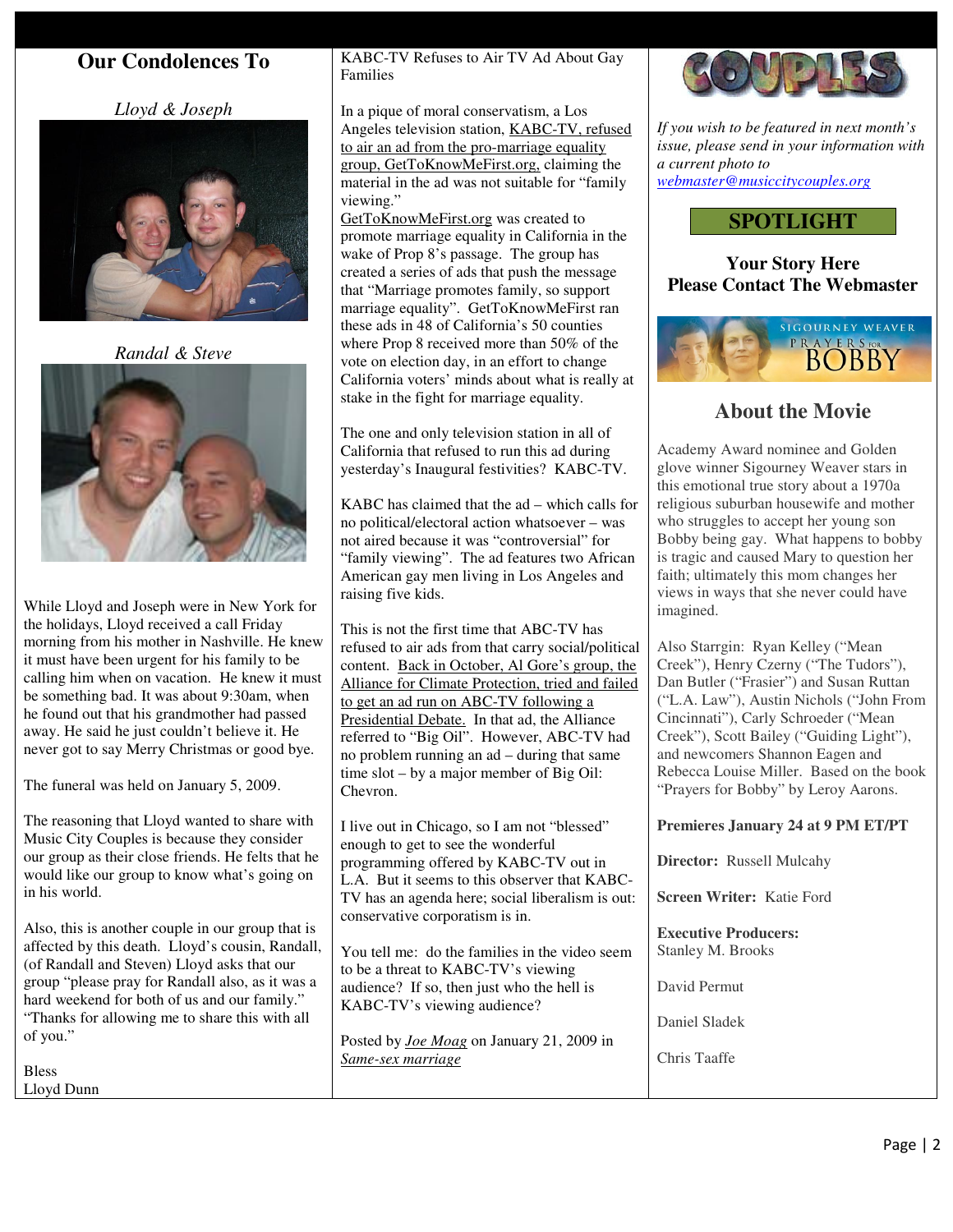# Our Condolences To

*Lloyd & Joseph*

*Randal & Steve*

While Lloyd and Joseph were in New York for the holidays, Lloyd received a call Friday morning from his mother in Nashville. He knew it must have been urgent for his family to be calling him when on vacation. He knew it must be something bad. It was about 9:30am, when he found out that his grandmother had passed away. He said he just couldn't believe it. He never got to say Merry Christmas or good bye.

The funeral was held on January 5, 2009.

The reasoning that Lloyd wanted to share with Music City Couples is because they consider our group as their close friends. He felts that he would like our group to know what's going on in his world.

Also, this is another couple in our group that is affected by this death. Lloyd's cousin, Randall, (of Randall and Steven) Lloyd asks that our group "please pray for Randall also, as it was a hard weekend for both of us and our family." "Thanks for allowing me to share this with all of you."

Bless
Lloyd Dunn

KABC-TV Refuses to Air TV Ad About Gay Families

In a pique of moral conservatism, a Los Angeles television station, KABC-TV, refused to air an ad from the pro-marriage equality group, GetToKnowMeFirst.org, claiming the material in the ad was not suitable for "family viewing."
GetToKnowMeFirst.org was created to promote marriage equality in California in the wake of Prop 8's passage. The group has created a series of ads that push the message that "Marriage promotes family, so support marriage equality". GetToKnowMeFirst ran these ads in 48 of California's 50 counties where Prop 8 received more than 50% of the vote on election day, in an effort to change California voters' minds about what is really at stake in the fight for marriage equality.

The one and only television station in all of California that refused to run this ad during yesterday's Inaugural festivities? KABC-TV.

KABC has claimed that the ad – which calls for no political/electoral action whatsoever – was not aired because it was "controversial" for "family viewing". The ad features two African American gay men living in Los Angeles and raising five kids.

This is not the first time that ABC-TV has refused to air ads from that carry social/political content. Back in October, Al Gore's group, the Alliance for Climate Protection, tried and failed to get an ad run on ABC-TV following a Presidential Debate. In that ad, the Alliance referred to "Big Oil". However, ABC-TV had no problem running an ad – during that same time slot – by a major member of Big Oil: Chevron.

I live out in Chicago, so I am not "blessed" enough to get to see the wonderful programming offered by KABC-TV out in L.A. But it seems to this observer that KABC-TV has an agenda here; social liberalism is out: conservative corporatism is in.

You tell me: do the families in the video seem to be a threat to KABC-TV's viewing audience? If so, then just who the hell is KABC-TV's viewing audience?

Posted by *Joe Moag* on January 21, 2009 in *Same-sex marriage*

# COUPLES

*If you wish to be featured in next month's issue, please send in your information with a current photo to webmaster@musiccitycouples.org*

**SPOTLIGHT**

**Your Story Here**
**Please Contact The Webmaster**

SIGOURNEY WEAVER
PRAYERS FOR BOBBY

## About the Movie

Academy Award nominee and Golden glove winner Sigourney Weaver stars in this emotional true story about a 1970a religious suburban housewife and mother who struggles to accept her young son Bobby being gay. What happens to bobby is tragic and caused Mary to question her faith; ultimately this mom changes her views in ways that she never could have imagined.

Also Starrgin: Ryan Kelley ("Mean Creek"), Henry Czerny ("The Tudors"), Dan Butler ("Frasier") and Susan Ruttan ("L.A. Law"), Austin Nichols ("John From Cincinnati"), Carly Schroeder ("Mean Creek"), Scott Bailey ("Guiding Light"), and newcomers Shannon Eagen and Rebecca Louise Miller. Based on the book "Prayers for Bobby" by Leroy Aarons.

**Premieres January 24 at 9 PM ET/PT**

**Director:** Russell Mulcahy

**Screen Writer:** Katie Ford

**Executive Producers:**
Stanley M. Brooks

David Permut

Daniel Sladek

Chris Taaffe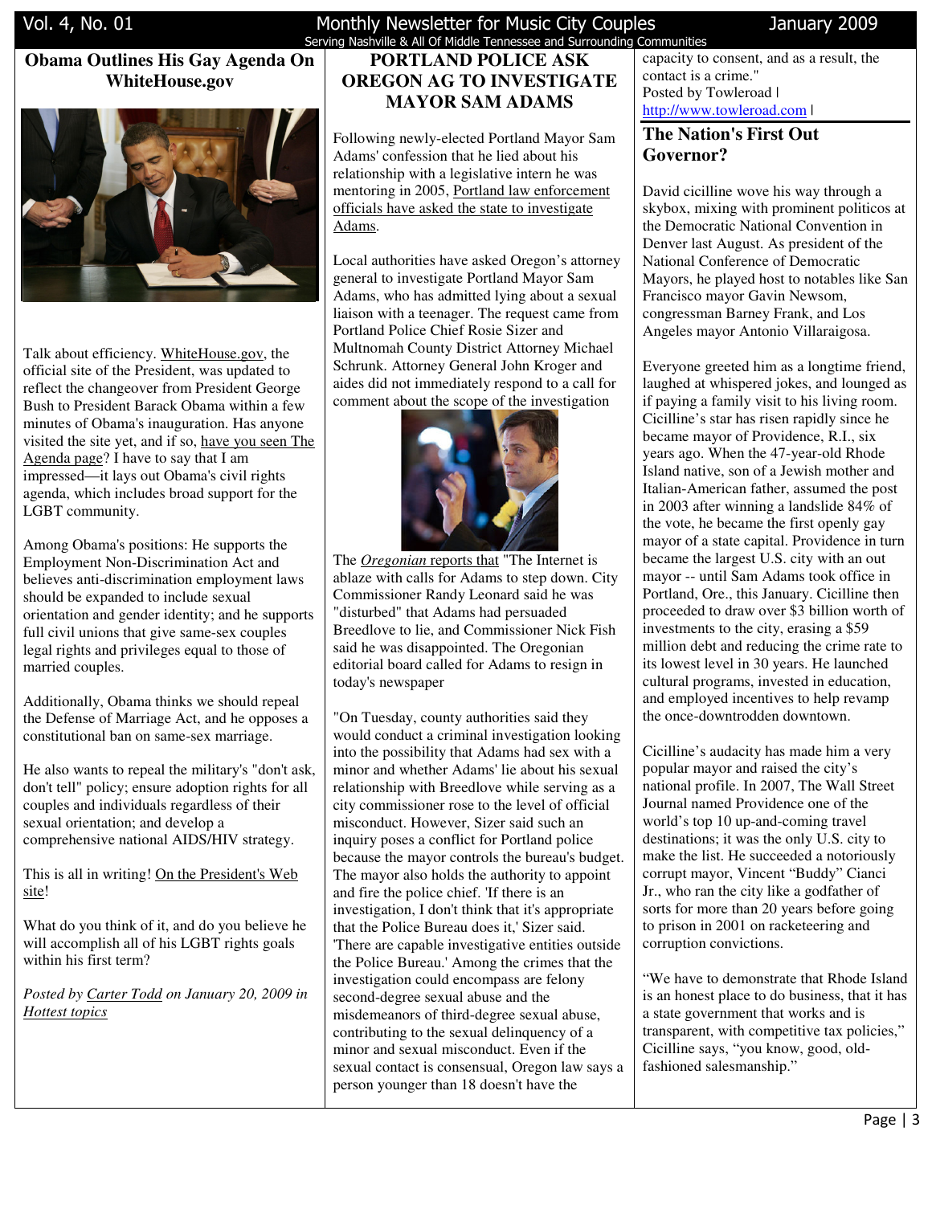## Obama Outlines His Gay Agenda On WhiteHouse.gov

Talk about efficiency. WhiteHouse.gov, the official site of the President, was updated to reflect the changeover from President George Bush to President Barack Obama within a few minutes of Obama's inauguration. Has anyone visited the site yet, and if so, have you seen The Agenda page? I have to say that I am impressed—it lays out Obama's civil rights agenda, which includes broad support for the LGBT community.

Among Obama's positions: He supports the Employment Non-Discrimination Act and believes anti-discrimination employment laws should be expanded to include sexual orientation and gender identity; and he supports full civil unions that give same-sex couples legal rights and privileges equal to those of married couples.

Additionally, Obama thinks we should repeal the Defense of Marriage Act, and he opposes a constitutional ban on same-sex marriage.

He also wants to repeal the military's "don't ask, don't tell" policy; ensure adoption rights for all couples and individuals regardless of their sexual orientation; and develop a comprehensive national AIDS/HIV strategy.

This is all in writing! On the President's Web site!

What do you think of it, and do you believe he will accomplish all of his LGBT rights goals within his first term?

*Posted by Carter Todd on January 20, 2009 in Hottest topics*

## PORTLAND POLICE ASK OREGON AG TO INVESTIGATE MAYOR SAM ADAMS

Following newly-elected Portland Mayor Sam Adams' confession that he lied about his relationship with a legislative intern he was mentoring in 2005, Portland law enforcement officials have asked the state to investigate Adams.

Local authorities have asked Oregon's attorney general to investigate Portland Mayor Sam Adams, who has admitted lying about a sexual liaison with a teenager. The request came from Portland Police Chief Rosie Sizer and Multnomah County District Attorney Michael Schrunk. Attorney General John Kroger and aides did not immediately respond to a call for comment about the scope of the investigation

The *Oregonian* reports that "The Internet is ablaze with calls for Adams to step down. City Commissioner Randy Leonard said he was "disturbed" that Adams had persuaded Breedlove to lie, and Commissioner Nick Fish said he was disappointed. The Oregonian editorial board called for Adams to resign in today's newspaper

"On Tuesday, county authorities said they would conduct a criminal investigation looking into the possibility that Adams had sex with a minor and whether Adams' lie about his sexual relationship with Breedlove while serving as a city commissioner rose to the level of official misconduct. However, Sizer said such an inquiry poses a conflict for Portland police because the mayor controls the bureau's budget. The mayor also holds the authority to appoint and fire the police chief. 'If there is an investigation, I don't think that it's appropriate that the Police Bureau does it,' Sizer said. 'There are capable investigative entities outside the Police Bureau.' Among the crimes that the investigation could encompass are felony second-degree sexual abuse and the misdemeanors of third-degree sexual abuse, contributing to the sexual delinquency of a minor and sexual misconduct. Even if the sexual contact is consensual, Oregon law says a person younger than 18 doesn't have the capacity to consent, and as a result, the contact is a crime."

Posted by Towleroad | http://www.towleroad.com |

## The Nation's First Out Governor?

David cicilline wove his way through a skybox, mixing with prominent politicos at the Democratic National Convention in Denver last August. As president of the National Conference of Democratic Mayors, he played host to notables like San Francisco mayor Gavin Newsom, congressman Barney Frank, and Los Angeles mayor Antonio Villaraigosa.

Everyone greeted him as a longtime friend, laughed at whispered jokes, and lounged as if paying a family visit to his living room. Cicilline's star has risen rapidly since he became mayor of Providence, R.I., six years ago. When the 47-year-old Rhode Island native, son of a Jewish mother and Italian-American father, assumed the post in 2003 after winning a landslide 84% of the vote, he became the first openly gay mayor of a state capital. Providence in turn became the largest U.S. city with an out mayor -- until Sam Adams took office in Portland, Ore., this January. Cicilline then proceeded to draw over $3 billion worth of investments to the city, erasing a $59 million debt and reducing the crime rate to its lowest level in 30 years. He launched cultural programs, invested in education, and employed incentives to help revamp the once-downtrodden downtown.

Cicilline's audacity has made him a very popular mayor and raised the city's national profile. In 2007, The Wall Street Journal named Providence one of the world's top 10 up-and-coming travel destinations; it was the only U.S. city to make the list. He succeeded a notoriously corrupt mayor, Vincent "Buddy" Cianci Jr., who ran the city like a godfather of sorts for more than 20 years before going to prison in 2001 on racketeering and corruption convictions.

"We have to demonstrate that Rhode Island is an honest place to do business, that it has a state government that works and is transparent, with competitive tax policies," Cicilline says, "you know, good, old-fashioned salesmanship."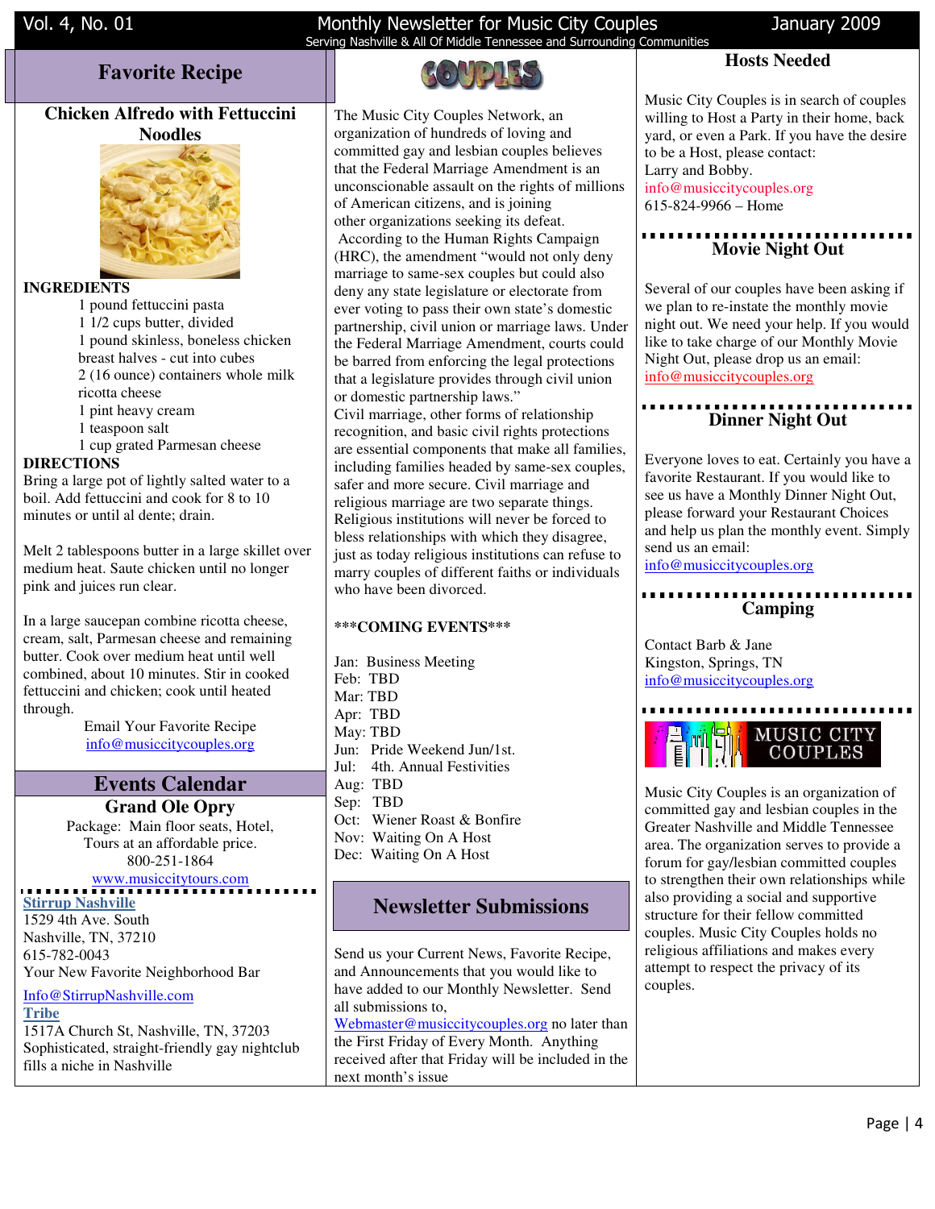Monthly Newsletter for Music City Couples

Serving Nashville & All Of Middle Tennessee and Surrounding Communities

## Favorite Recipe

### Chicken Alfredo with Fettuccini Noodles

**INGREDIENTS**

- 1 pound fettuccini pasta
- 1 1/2 cups butter, divided
- 1 pound skinless, boneless chicken breast halves - cut into cubes
- 2 (16 ounce) containers whole milk ricotta cheese
- 1 pint heavy cream
- 1 teaspoon salt
- 1 cup grated Parmesan cheese

**DIRECTIONS**

Bring a large pot of lightly salted water to a boil. Add fettuccini and cook for 8 to 10 minutes or until al dente; drain.

Melt 2 tablespoons butter in a large skillet over medium heat. Saute chicken until no longer pink and juices run clear.

In a large saucepan combine ricotta cheese, cream, salt, Parmesan cheese and remaining butter. Cook over medium heat until well combined, about 10 minutes. Stir in cooked fettuccini and chicken; cook until heated through.

Email Your Favorite Recipe
info@musiccitycouples.org

## Events Calendar

### Grand Ole Opry

Package: Main floor seats, Hotel, Tours at an affordable price.
800-251-1864
www.musiccitytours.com

**Stirrup Nashville**
1529 4th Ave. South
Nashville, TN, 37210
615-782-0043
Your New Favorite Neighborhood Bar
Info@StirrupNashville.com

**Tribe**
1517A Church St, Nashville, TN, 37203
Sophisticated, straight-friendly gay nightclub fills a niche in Nashville

## COUPLES

The Music City Couples Network, an organization of hundreds of loving and committed gay and lesbian couples believes that the Federal Marriage Amendment is an unconscionable assault on the rights of millions of American citizens, and is joining other organizations seeking its defeat.

According to the Human Rights Campaign (HRC), the amendment "would not only deny marriage to same-sex couples but could also deny any state legislature or electorate from ever voting to pass their own state's domestic partnership, civil union or marriage laws. Under the Federal Marriage Amendment, courts could be barred from enforcing the legal protections that a legislature provides through civil union or domestic partnership laws."

Civil marriage, other forms of relationship recognition, and basic civil rights protections are essential components that make all families, including families headed by same-sex couples, safer and more secure. Civil marriage and religious marriage are two separate things. Religious institutions will never be forced to bless relationships with which they disagree, just as today religious institutions can refuse to marry couples of different faiths or individuals who have been divorced.

**\*\*\*COMING EVENTS\*\*\***

- Jan: Business Meeting
- Feb: TBD
- Mar: TBD
- Apr: TBD
- May: TBD
- Jun: Pride Weekend Jun/1st.
- Jul: 4th. Annual Festivities
- Aug: TBD
- Sep: TBD
- Oct: Wiener Roast & Bonfire
- Nov: Waiting On A Host
- Dec: Waiting On A Host

## Newsletter Submissions

Send us your Current News, Favorite Recipe, and Announcements that you would like to have added to our Monthly Newsletter. Send all submissions to, Webmaster@musiccitycouples.org no later than the First Friday of Every Month. Anything received after that Friday will be included in the next month's issue

## Hosts Needed

Music City Couples is in search of couples willing to Host a Party in their home, back yard, or even a Park. If you have the desire to be a Host, please contact:
Larry and Bobby.
info@musiccitycouples.org
615-824-9966 – Home

## Movie Night Out

Several of our couples have been asking if we plan to re-instate the monthly movie night out. We need your help. If you would like to take charge of our Monthly Movie Night Out, please drop us an email:
info@musiccitycouples.org

## Dinner Night Out

Everyone loves to eat. Certainly you have a favorite Restaurant. If you would like to see us have a Monthly Dinner Night Out, please forward your Restaurant Choices and help us plan the monthly event. Simply send us an email:
info@musiccitycouples.org

## Camping

Contact Barb & Jane
Kingston, Springs, TN
info@musiccitycouples.org

MUSIC CITY COUPLES

Music City Couples is an organization of committed gay and lesbian couples in the Greater Nashville and Middle Tennessee area. The organization serves to provide a forum for gay/lesbian committed couples to strengthen their own relationships while also providing a social and supportive structure for their fellow committed couples. Music City Couples holds no religious affiliations and makes every attempt to respect the privacy of its couples.